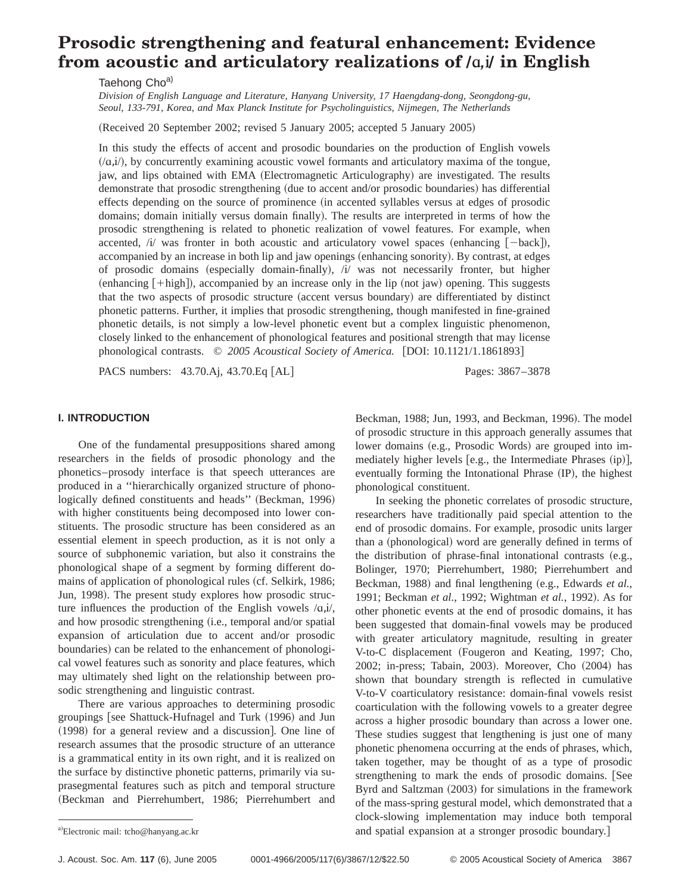# Prosodic strengthening and featural enhancement: Evidence from acoustic and articulatory realizations of /ɑ,i/ in English

Taehong Cho[a]

*Division of English Language and Literature, Hanyang University, 17 Haengdang-dong, Seongdong-gu, Seoul, 133-791, Korea, and Max Planck Institute for Psycholinguistics, Nijmegen, The Netherlands*

(Received 20 September 2002; revised 5 January 2005; accepted 5 January 2005)

In this study the effects of accent and prosodic boundaries on the production of English vowels (/ɑ,i/), by concurrently examining acoustic vowel formants and articulatory maxima of the tongue, jaw, and lips obtained with EMA (Electromagnetic Articulography) are investigated. The results demonstrate that prosodic strengthening (due to accent and/or prosodic boundaries) has differential effects depending on the source of prominence (in accented syllables versus at edges of prosodic domains; domain initially versus domain finally). The results are interpreted in terms of how the prosodic strengthening is related to phonetic realization of vowel features. For example, when accented, /i/ was fronter in both acoustic and articulatory vowel spaces (enhancing [−back]), accompanied by an increase in both lip and jaw openings (enhancing sonority). By contrast, at edges of prosodic domains (especially domain-finally), /i/ was not necessarily fronter, but higher (enhancing [+high]), accompanied by an increase only in the lip (not jaw) opening. This suggests that the two aspects of prosodic structure (accent versus boundary) are differentiated by distinct phonetic patterns. Further, it implies that prosodic strengthening, though manifested in fine-grained phonetic details, is not simply a low-level phonetic event but a complex linguistic phenomenon, closely linked to the enhancement of phonological features and positional strength that may license phonological contrasts. © *2005 Acoustical Society of America.* [DOI: 10.1121/1.1861893]

PACS numbers: 43.70.Aj, 43.70.Eq [AL]

Pages: 3867–3878

## I. INTRODUCTION

One of the fundamental presuppositions shared among researchers in the fields of prosodic phonology and the phonetics–prosody interface is that speech utterances are produced in a ''hierarchically organized structure of phonologically defined constituents and heads'' (Beckman, 1996) with higher constituents being decomposed into lower constituents. The prosodic structure has been considered as an essential element in speech production, as it is not only a source of subphonemic variation, but also it constrains the phonological shape of a segment by forming different domains of application of phonological rules (cf. Selkirk, 1986; Jun, 1998). The present study explores how prosodic structure influences the production of the English vowels /ɑ,i/, and how prosodic strengthening (i.e., temporal and/or spatial expansion of articulation due to accent and/or prosodic boundaries) can be related to the enhancement of phonological vowel features such as sonority and place features, which may ultimately shed light on the relationship between prosodic strengthening and linguistic contrast.

There are various approaches to determining prosodic groupings [see Shattuck-Hufnagel and Turk (1996) and Jun (1998) for a general review and a discussion]. One line of research assumes that the prosodic structure of an utterance is a grammatical entity in its own right, and it is realized on the surface by distinctive phonetic patterns, primarily via suprasegmental features such as pitch and temporal structure (Beckman and Pierrehumbert, 1986; Pierrehumbert and Beckman, 1988; Jun, 1993, and Beckman, 1996). The model of prosodic structure in this approach generally assumes that lower domains (e.g., Prosodic Words) are grouped into immediately higher levels [e.g., the Intermediate Phrases (ip)], eventually forming the Intonational Phrase (IP), the highest phonological constituent.

In seeking the phonetic correlates of prosodic structure, researchers have traditionally paid special attention to the end of prosodic domains. For example, prosodic units larger than a (phonological) word are generally defined in terms of the distribution of phrase-final intonational contrasts (e.g., Bolinger, 1970; Pierrehumbert, 1980; Pierrehumbert and Beckman, 1988) and final lengthening (e.g., Edwards *et al.*, 1991; Beckman *et al.*, 1992; Wightman *et al.*, 1992). As for other phonetic events at the end of prosodic domains, it has been suggested that domain-final vowels may be produced with greater articulatory magnitude, resulting in greater V-to-C displacement (Fougeron and Keating, 1997; Cho, 2002; in-press; Tabain, 2003). Moreover, Cho (2004) has shown that boundary strength is reflected in cumulative V-to-V coarticulatory resistance: domain-final vowels resist coarticulation with the following vowels to a greater degree across a higher prosodic boundary than across a lower one. These studies suggest that lengthening is just one of many phonetic phenomena occurring at the ends of phrases, which, taken together, may be thought of as a type of prosodic strengthening to mark the ends of prosodic domains. [See Byrd and Saltzman (2003) for simulations in the framework of the mass-spring gestural model, which demonstrated that a clock-slowing implementation may induce both temporal and spatial expansion at a stronger prosodic boundary.]

[a]Electronic mail: tcho@hanyang.ac.kr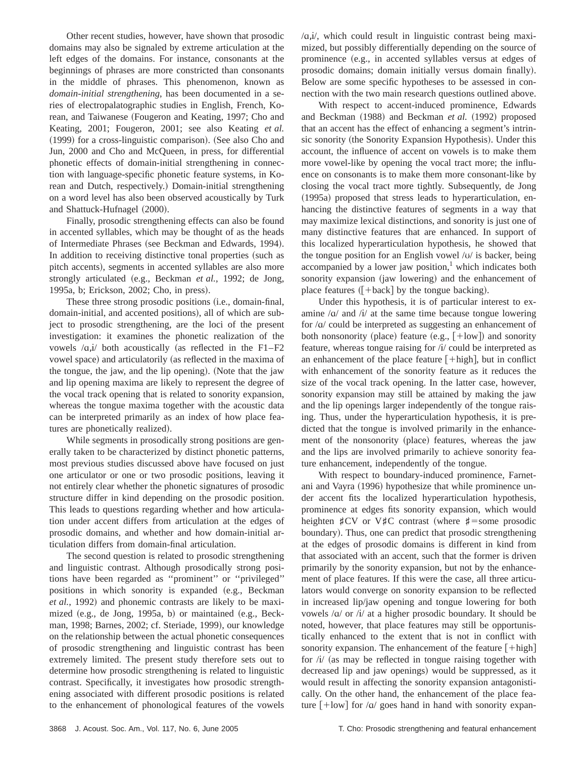Other recent studies, however, have shown that prosodic domains may also be signaled by extreme articulation at the left edges of the domains. For instance, consonants at the beginnings of phrases are more constricted than consonants in the middle of phrases. This phenomenon, known as *domain-initial strengthening*, has been documented in a series of electropalatographic studies in English, French, Korean, and Taiwanese (Fougeron and Keating, 1997; Cho and Keating, 2001; Fougeron, 2001; see also Keating *et al.* (1999) for a cross-linguistic comparison). (See also Cho and Jun, 2000 and Cho and McQueen, in press, for differential phonetic effects of domain-initial strengthening in connection with language-specific phonetic feature systems, in Korean and Dutch, respectively.) Domain-initial strengthening on a word level has also been observed acoustically by Turk and Shattuck-Hufnagel (2000).

Finally, prosodic strengthening effects can also be found in accented syllables, which may be thought of as the heads of Intermediate Phrases (see Beckman and Edwards, 1994). In addition to receiving distinctive tonal properties (such as pitch accents), segments in accented syllables are also more strongly articulated (e.g., Beckman *et al.*, 1992; de Jong, 1995a, b; Erickson, 2002; Cho, in press).

These three strong prosodic positions (i.e., domain-final, domain-initial, and accented positions), all of which are subject to prosodic strengthening, are the loci of the present investigation: it examines the phonetic realization of the vowels /ɑ,i/ both acoustically (as reflected in the F1–F2 vowel space) and articulatorily (as reflected in the maxima of the tongue, the jaw, and the lip opening). (Note that the jaw and lip opening maxima are likely to represent the degree of the vocal track opening that is related to sonority expansion, whereas the tongue maxima together with the acoustic data can be interpreted primarily as an index of how place features are phonetically realized).

While segments in prosodically strong positions are generally taken to be characterized by distinct phonetic patterns, most previous studies discussed above have focused on just one articulator or one or two prosodic positions, leaving it not entirely clear whether the phonetic signatures of prosodic structure differ in kind depending on the prosodic position. This leads to questions regarding whether and how articulation under accent differs from articulation at the edges of prosodic domains, and whether and how domain-initial articulation differs from domain-final articulation.

The second question is related to prosodic strengthening and linguistic contrast. Although prosodically strong positions have been regarded as ''prominent'' or ''privileged'' positions in which sonority is expanded (e.g., Beckman *et al.*, 1992) and phonemic contrasts are likely to be maximized (e.g., de Jong, 1995a, b) or maintained (e.g., Beckman, 1998; Barnes, 2002; cf. Steriade, 1999), our knowledge on the relationship between the actual phonetic consequences of prosodic strengthening and linguistic contrast has been extremely limited. The present study therefore sets out to determine how prosodic strengthening is related to linguistic contrast. Specifically, it investigates how prosodic strengthening associated with different prosodic positions is related to the enhancement of phonological features of the vowels /ɑ,i/, which could result in linguistic contrast being maximized, but possibly differentially depending on the source of prominence (e.g., in accented syllables versus at edges of prosodic domains; domain initially versus domain finally). Below are some specific hypotheses to be assessed in connection with the two main research questions outlined above.

With respect to accent-induced prominence, Edwards and Beckman (1988) and Beckman *et al.* (1992) proposed that an accent has the effect of enhancing a segment's intrinsic sonority (the Sonority Expansion Hypothesis). Under this account, the influence of accent on vowels is to make them more vowel-like by opening the vocal tract more; the influence on consonants is to make them more consonant-like by closing the vocal tract more tightly. Subsequently, de Jong (1995a) proposed that stress leads to hyperarticulation, enhancing the distinctive features of segments in a way that may maximize lexical distinctions, and sonority is just one of many distinctive features that are enhanced. In support of this localized hyperarticulation hypothesis, he showed that the tongue position for an English vowel /ʊ/ is backer, being accompanied by a lower jaw position,[1] which indicates both sonority expansion (jaw lowering) and the enhancement of place features ([+back] by the tongue backing).

Under this hypothesis, it is of particular interest to examine /ɑ/ and /i/ at the same time because tongue lowering for /ɑ/ could be interpreted as suggesting an enhancement of both nonsonority (place) feature (e.g., [+low]) and sonority feature, whereas tongue raising for /i/ could be interpreted as an enhancement of the place feature [+high], but in conflict with enhancement of the sonority feature as it reduces the size of the vocal track opening. In the latter case, however, sonority expansion may still be attained by making the jaw and the lip openings larger independently of the tongue raising. Thus, under the hyperarticulation hypothesis, it is predicted that the tongue is involved primarily in the enhancement of the nonsonority (place) features, whereas the jaw and the lips are involved primarily to achieve sonority feature enhancement, independently of the tongue.

With respect to boundary-induced prominence, Farnetani and Vayra (1996) hypothesize that while prominence under accent fits the localized hyperarticulation hypothesis, prominence at edges fits sonority expansion, which would heighten ♯CV or V♯C contrast (where ♯=some prosodic boundary). Thus, one can predict that prosodic strengthening at the edges of prosodic domains is different in kind from that associated with an accent, such that the former is driven primarily by the sonority expansion, but not by the enhancement of place features. If this were the case, all three articulators would converge on sonority expansion to be reflected in increased lip/jaw opening and tongue lowering for both vowels /ɑ/ or /i/ at a higher prosodic boundary. It should be noted, however, that place features may still be opportunistically enhanced to the extent that is not in conflict with sonority expansion. The enhancement of the feature [+high] for /i/ (as may be reflected in tongue raising together with decreased lip and jaw openings) would be suppressed, as it would result in affecting the sonority expansion antagonistically. On the other hand, the enhancement of the place feature [+low] for /ɑ/ goes hand in hand with sonority expan-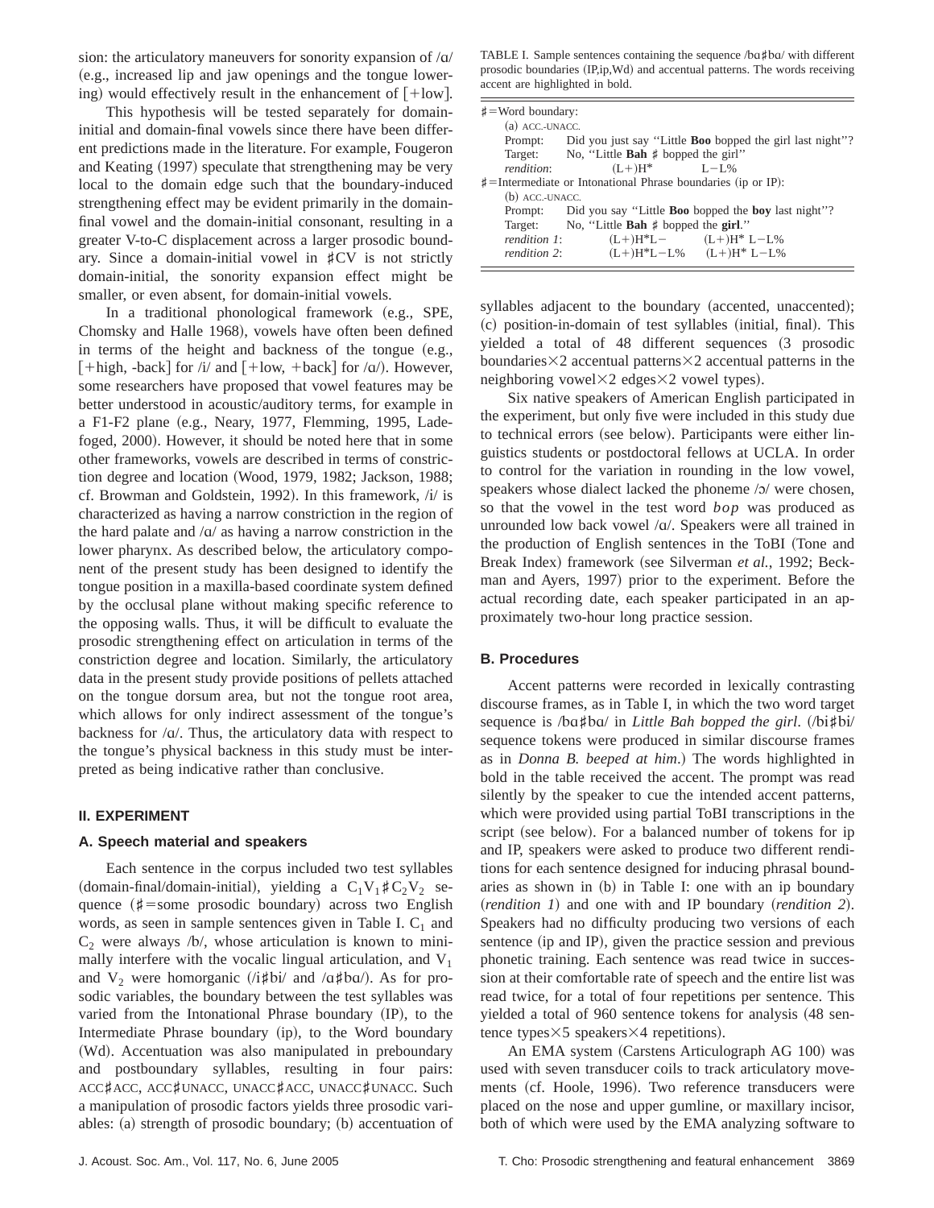sion: the articulatory maneuvers for sonority expansion of /ɑ/ (e.g., increased lip and jaw openings and the tongue lowering) would effectively result in the enhancement of [+low].

This hypothesis will be tested separately for domain-initial and domain-final vowels since there have been different predictions made in the literature. For example, Fougeron and Keating (1997) speculate that strengthening may be very local to the domain edge such that the boundary-induced strengthening effect may be evident primarily in the domain-final vowel and the domain-initial consonant, resulting in a greater V-to-C displacement across a larger prosodic boundary. Since a domain-initial vowel in ♯CV is not strictly domain-initial, the sonority expansion effect might be smaller, or even absent, for domain-initial vowels.

In a traditional phonological framework (e.g., SPE, Chomsky and Halle 1968), vowels have often been defined in terms of the height and backness of the tongue (e.g., [+high, -back] for /i/ and [+low, +back] for /ɑ/). However, some researchers have proposed that vowel features may be better understood in acoustic/auditory terms, for example in a F1-F2 plane (e.g., Neary, 1977, Flemming, 1995, Ladefoged, 2000). However, it should be noted here that in some other frameworks, vowels are described in terms of constriction degree and location (Wood, 1979, 1982; Jackson, 1988; cf. Browman and Goldstein, 1992). In this framework, /i/ is characterized as having a narrow constriction in the region of the hard palate and /ɑ/ as having a narrow constriction in the lower pharynx. As described below, the articulatory component of the present study has been designed to identify the tongue position in a maxilla-based coordinate system defined by the occlusal plane without making specific reference to the opposing walls. Thus, it will be difficult to evaluate the prosodic strengthening effect on articulation in terms of the constriction degree and location. Similarly, the articulatory data in the present study provide positions of pellets attached on the tongue dorsum area, but not the tongue root area, which allows for only indirect assessment of the tongue's backness for /ɑ/. Thus, the articulatory data with respect to the tongue's physical backness in this study must be interpreted as being indicative rather than conclusive.

## II. EXPERIMENT

### A. Speech material and speakers

Each sentence in the corpus included two test syllables (domain-final/domain-initial), yielding a $C_1V_1♯C_2V_2$ sequence (♯=some prosodic boundary) across two English words, as seen in sample sentences given in Table I. $C_1$ and $C_2$ were always /b/, whose articulation is known to minimally interfere with the vocalic lingual articulation, and $V_1$ and $V_2$ were homorganic (/i♯bi/ and /ɑ♯bɑ/). As for prosodic variables, the boundary between the test syllables was varied from the Intonational Phrase boundary (IP), to the Intermediate Phrase boundary (ip), to the Word boundary (Wd). Accentuation was also manipulated in preboundary and postboundary syllables, resulting in four pairs: ACC♯ACC, ACC♯UNACC, UNACC♯ACC, UNACC♯UNACC. Such a manipulation of prosodic factors yields three prosodic variables: (a) strength of prosodic boundary; (b) accentuation of syllables adjacent to the boundary (accented, unaccented); (c) position-in-domain of test syllables (initial, final). This yielded a total of 48 different sequences (3 prosodic boundaries×2 accentual patterns×2 accentual patterns in the neighboring vowel×2 edges×2 vowel types).

TABLE I. Sample sentences containing the sequence /bɑ♯bɑ/ with different prosodic boundaries (IP,ip,Wd) and accentual patterns. The words receiving accent are highlighted in bold.

| | | | |
|---|---|---|---|
| ♯=Word boundary: | | | |
| (a) ACC.-UNACC. | | | |
| Prompt: | Did you just say "Little **Boo** bopped the girl last night"? | | |
| Target: | No, "Little **Bah** ♯ bopped the girl" | | |
| *rendition*: | (L+)H* | L−L% | |
| ♯=Intermediate or Intonational Phrase boundaries (ip or IP): | | | |
| (b) ACC.-UNACC. | | | |
| Prompt: | Did you say "Little **Boo** bopped the **boy** last night"? | | |
| Target: | No, "Little **Bah** ♯ bopped the **girl**." | | |
| *rendition 1*: | (L+)H*L− | (L+)H* L−L% | |
| *rendition 2*: | (L+)H*L−L% | (L+)H* L−L% | |

Six native speakers of American English participated in the experiment, but only five were included in this study due to technical errors (see below). Participants were either linguistics students or postdoctoral fellows at UCLA. In order to control for the variation in rounding in the low vowel, speakers whose dialect lacked the phoneme /ɔ/ were chosen, so that the vowel in the test word *bop* was produced as unrounded low back vowel /ɑ/. Speakers were all trained in the production of English sentences in the ToBI (Tone and Break Index) framework (see Silverman *et al.*, 1992; Beckman and Ayers, 1997) prior to the experiment. Before the actual recording date, each speaker participated in an approximately two-hour long practice session.

### B. Procedures

Accent patterns were recorded in lexically contrasting discourse frames, as in Table I, in which the two word target sequence is /bɑ♯bɑ/ in *Little Bah bopped the girl*. (/bi♯bi/ sequence tokens were produced in similar discourse frames as in *Donna B. beeped at him*.) The words highlighted in bold in the table received the accent. The prompt was read silently by the speaker to cue the intended accent patterns, which were provided using partial ToBI transcriptions in the script (see below). For a balanced number of tokens for ip and IP, speakers were asked to produce two different renditions for each sentence designed for inducing phrasal boundaries as shown in (b) in Table I: one with an ip boundary (*rendition 1*) and one with and IP boundary (*rendition 2*). Speakers had no difficulty producing two versions of each sentence (ip and IP), given the practice session and previous phonetic training. Each sentence was read twice in succession at their comfortable rate of speech and the entire list was read twice, for a total of four repetitions per sentence. This yielded a total of 960 sentence tokens for analysis (48 sentence types×5 speakers×4 repetitions).

An EMA system (Carstens Articulograph AG 100) was used with seven transducer coils to track articulatory movements (cf. Hoole, 1996). Two reference transducers were placed on the nose and upper gumline, or maxillary incisor, both of which were used by the EMA analyzing software to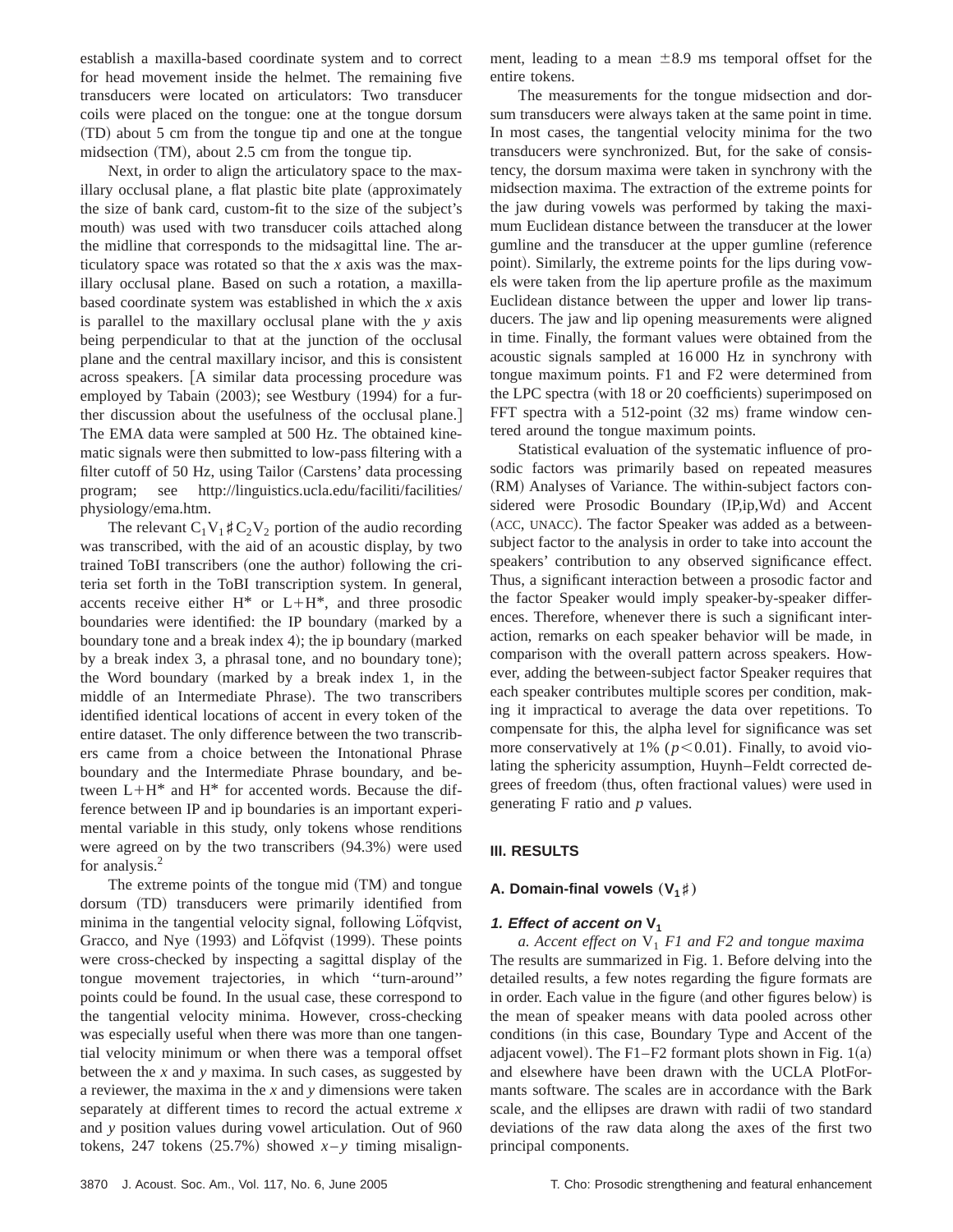establish a maxilla-based coordinate system and to correct for head movement inside the helmet. The remaining five transducers were located on articulators: Two transducer coils were placed on the tongue: one at the tongue dorsum (TD) about 5 cm from the tongue tip and one at the tongue midsection (TM), about 2.5 cm from the tongue tip.

Next, in order to align the articulatory space to the maxillary occlusal plane, a flat plastic bite plate (approximately the size of bank card, custom-fit to the size of the subject's mouth) was used with two transducer coils attached along the midline that corresponds to the midsagittal line. The articulatory space was rotated so that the *x* axis was the maxillary occlusal plane. Based on such a rotation, a maxilla-based coordinate system was established in which the *x* axis is parallel to the maxillary occlusal plane with the *y* axis being perpendicular to that at the junction of the occlusal plane and the central maxillary incisor, and this is consistent across speakers. [A similar data processing procedure was employed by Tabain (2003); see Westbury (1994) for a further discussion about the usefulness of the occlusal plane.] The EMA data were sampled at 500 Hz. The obtained kinematic signals were then submitted to low-pass filtering with a filter cutoff of 50 Hz, using Tailor (Carstens' data processing program; see http://linguistics.ucla.edu/faciliti/facilities/physiology/ema.htm.

The relevant $C_1V_1\sharp C_2V_2$ portion of the audio recording was transcribed, with the aid of an acoustic display, by two trained ToBI transcribers (one the author) following the criteria set forth in the ToBI transcription system. In general, accents receive either H* or L+H*, and three prosodic boundaries were identified: the IP boundary (marked by a boundary tone and a break index 4); the ip boundary (marked by a break index 3, a phrasal tone, and no boundary tone); the Word boundary (marked by a break index 1, in the middle of an Intermediate Phrase). The two transcribers identified identical locations of accent in every token of the entire dataset. The only difference between the two transcribers came from a choice between the Intonational Phrase boundary and the Intermediate Phrase boundary, and between L+H* and H* for accented words. Because the difference between IP and ip boundaries is an important experimental variable in this study, only tokens whose renditions were agreed on by the two transcribers (94.3%) were used for analysis.[2]

The extreme points of the tongue mid (TM) and tongue dorsum (TD) transducers were primarily identified from minima in the tangential velocity signal, following Löfqvist, Gracco, and Nye (1993) and Löfqvist (1999). These points were cross-checked by inspecting a sagittal display of the tongue movement trajectories, in which "turn-around" points could be found. In the usual case, these correspond to the tangential velocity minima. However, cross-checking was especially useful when there was more than one tangential velocity minimum or when there was a temporal offset between the *x* and *y* maxima. In such cases, as suggested by a reviewer, the maxima in the *x* and *y* dimensions were taken separately at different times to record the actual extreme *x* and *y* position values during vowel articulation. Out of 960 tokens, 247 tokens (25.7%) showed $x$–$y$ timing misalignment, leading to a mean $\pm 8.9$ ms temporal offset for the entire tokens.

The measurements for the tongue midsection and dorsum transducers were always taken at the same point in time. In most cases, the tangential velocity minima for the two transducers were synchronized. But, for the sake of consistency, the dorsum maxima were taken in synchrony with the midsection maxima. The extraction of the extreme points for the jaw during vowels was performed by taking the maximum Euclidean distance between the transducer at the lower gumline and the transducer at the upper gumline (reference point). Similarly, the extreme points for the lips during vowels were taken from the lip aperture profile as the maximum Euclidean distance between the upper and lower lip transducers. The jaw and lip opening measurements were aligned in time. Finally, the formant values were obtained from the acoustic signals sampled at 16 000 Hz in synchrony with tongue maximum points. F1 and F2 were determined from the LPC spectra (with 18 or 20 coefficients) superimposed on FFT spectra with a 512-point (32 ms) frame window centered around the tongue maximum points.

Statistical evaluation of the systematic influence of prosodic factors was primarily based on repeated measures (RM) Analyses of Variance. The within-subject factors considered were Prosodic Boundary (IP,ip,Wd) and Accent (ACC, UNACC). The factor Speaker was added as a between-subject factor to the analysis in order to take into account the speakers' contribution to any observed significance effect. Thus, a significant interaction between a prosodic factor and the factor Speaker would imply speaker-by-speaker differences. Therefore, whenever there is such a significant interaction, remarks on each speaker behavior will be made, in comparison with the overall pattern across speakers. However, adding the between-subject factor Speaker requires that each speaker contributes multiple scores per condition, making it impractical to average the data over repetitions. To compensate for this, the alpha level for significance was set more conservatively at 1% ($p<0.01$). Finally, to avoid violating the sphericity assumption, Huynh–Feldt corrected degrees of freedom (thus, often fractional values) were used in generating F ratio and *p* values.

## III. RESULTS

### A. Domain-final vowels ($V_1\sharp$)

#### 1. Effect of accent on $V_1$

*a. Accent effect on $V_1$ F1 and F2 and tongue maxima* The results are summarized in Fig. 1. Before delving into the detailed results, a few notes regarding the figure formats are in order. Each value in the figure (and other figures below) is the mean of speaker means with data pooled across other conditions (in this case, Boundary Type and Accent of the adjacent vowel). The F1–F2 formant plots shown in Fig. 1(a) and elsewhere have been drawn with the UCLA PlotFormants software. The scales are in accordance with the Bark scale, and the ellipses are drawn with radii of two standard deviations of the raw data along the axes of the first two principal components.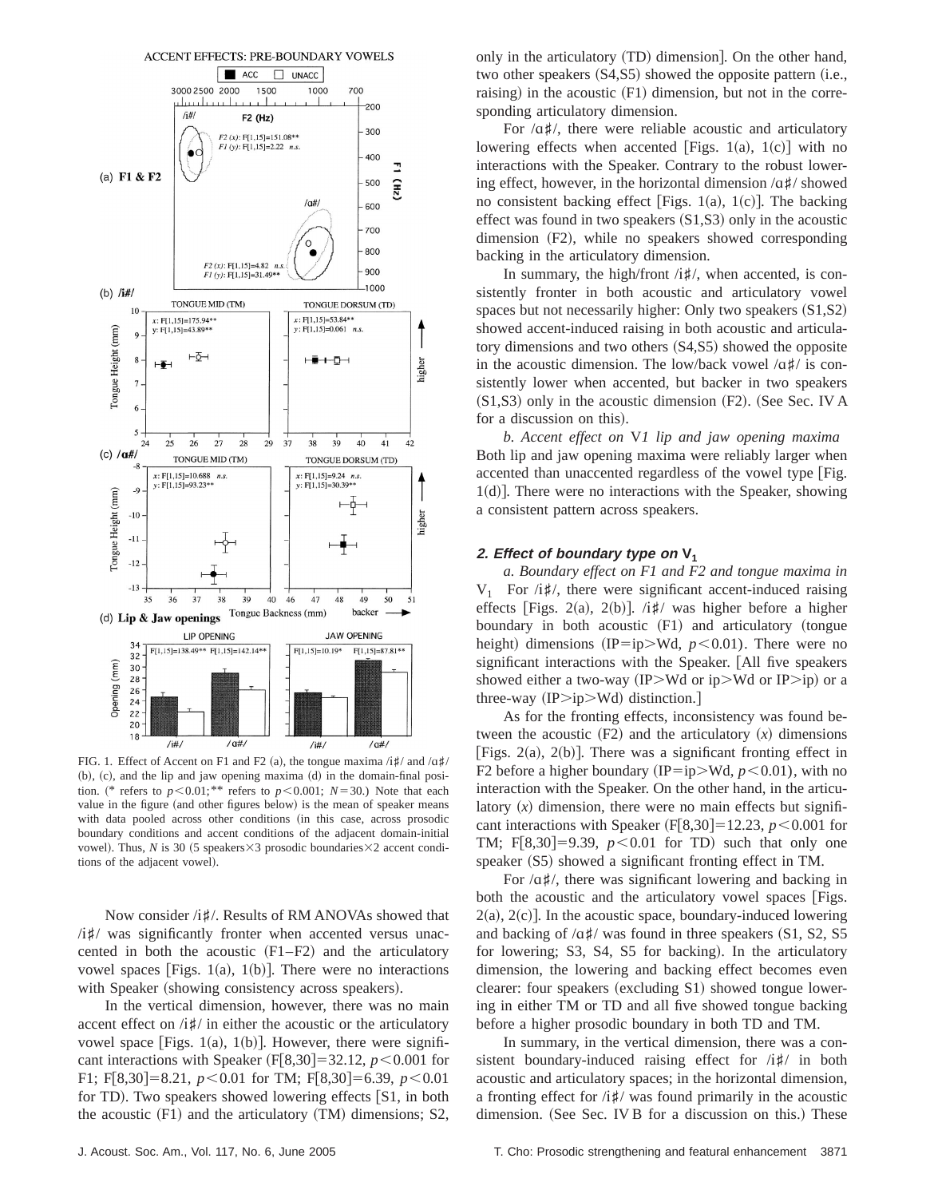FIG. 1. Effect of Accent on F1 and F2 (a), the tongue maxima /i♯/ and /ɑ♯/ (b), (c), and the lip and jaw opening maxima (d) in the domain-final position. (* refers to $p<0.01$;** refers to $p<0.001$; $N=30$.) Note that each value in the figure (and other figures below) is the mean of speaker means with data pooled across other conditions (in this case, across prosodic boundary conditions and accent conditions of the adjacent domain-initial vowel). Thus, $N$ is 30 (5 speakers×3 prosodic boundaries×2 accent conditions of the adjacent vowel).

Now consider /i♯/. Results of RM ANOVAs showed that /i♯/ was significantly fronter when accented versus unaccented in both the acoustic (F1–F2) and the articulatory vowel spaces [Figs. 1(a), 1(b)]. There were no interactions with Speaker (showing consistency across speakers).

In the vertical dimension, however, there was no main accent effect on /i♯/ in either the acoustic or the articulatory vowel space [Figs. 1(a), 1(b)]. However, there were significant interactions with Speaker ($F[8,30]=32.12$, $p<0.001$ for F1; $F[8,30]=8.21$, $p<0.01$ for TM; $F[8,30]=6.39$, $p<0.01$ for TD). Two speakers showed lowering effects [S1, in both the acoustic (F1) and the articulatory (TM) dimensions; S2, only in the articulatory (TD) dimension]. On the other hand, two other speakers (S4,S5) showed the opposite pattern (i.e., raising) in the acoustic (F1) dimension, but not in the corresponding articulatory dimension.

For /ɑ♯/, there were reliable acoustic and articulatory lowering effects when accented [Figs. 1(a), 1(c)] with no interactions with the Speaker. Contrary to the robust lowering effect, however, in the horizontal dimension /ɑ♯/ showed no consistent backing effect [Figs. 1(a), 1(c)]. The backing effect was found in two speakers (S1,S3) only in the acoustic dimension (F2), while no speakers showed corresponding backing in the articulatory dimension.

In summary, the high/front /i♯/, when accented, is consistently fronter in both acoustic and articulatory vowel spaces but not necessarily higher: Only two speakers (S1,S2) showed accent-induced raising in both acoustic and articulatory dimensions and two others (S4,S5) showed the opposite in the acoustic dimension. The low/back vowel /ɑ♯/ is consistently lower when accented, but backer in two speakers (S1,S3) only in the acoustic dimension (F2). (See Sec. IV A for a discussion on this).

*b. Accent effect on V1 lip and jaw opening maxima* Both lip and jaw opening maxima were reliably larger when accented than unaccented regardless of the vowel type [Fig. 1(d)]. There were no interactions with the Speaker, showing a consistent pattern across speakers.

#### 2. Effect of boundary type on $V_1$

*a. Boundary effect on F1 and F2 and tongue maxima in* $V_1$ For /i♯/, there were significant accent-induced raising effects [Figs. 2(a), 2(b)]. /i♯/ was higher before a higher boundary in both acoustic (F1) and articulatory (tongue height) dimensions (IP=ip>Wd, $p<0.01$). There were no significant interactions with the Speaker. [All five speakers showed either a two-way (IP>Wd or ip>Wd or IP>ip) or a three-way (IP>ip>Wd) distinction.]

As for the fronting effects, inconsistency was found between the acoustic (F2) and the articulatory ($x$) dimensions [Figs. 2(a), 2(b)]. There was a significant fronting effect in F2 before a higher boundary (IP=ip>Wd, $p<0.01$), with no interaction with the Speaker. On the other hand, in the articulatory ($x$) dimension, there were no main effects but significant interactions with Speaker ($F[8,30]=12.23$, $p<0.001$ for TM; $F[8,30]=9.39$, $p<0.01$ for TD) such that only one speaker (S5) showed a significant fronting effect in TM.

For /ɑ♯/, there was significant lowering and backing in both the acoustic and the articulatory vowel spaces [Figs. 2(a), 2(c)]. In the acoustic space, boundary-induced lowering and backing of /ɑ♯/ was found in three speakers (S1, S2, S5 for lowering; S3, S4, S5 for backing). In the articulatory dimension, the lowering and backing effect becomes even clearer: four speakers (excluding S1) showed tongue lowering in either TM or TD and all five showed tongue backing before a higher prosodic boundary in both TD and TM.

In summary, in the vertical dimension, there was a consistent boundary-induced raising effect for /i♯/ in both acoustic and articulatory spaces; in the horizontal dimension, a fronting effect for /i♯/ was found primarily in the acoustic dimension. (See Sec. IV B for a discussion on this.) These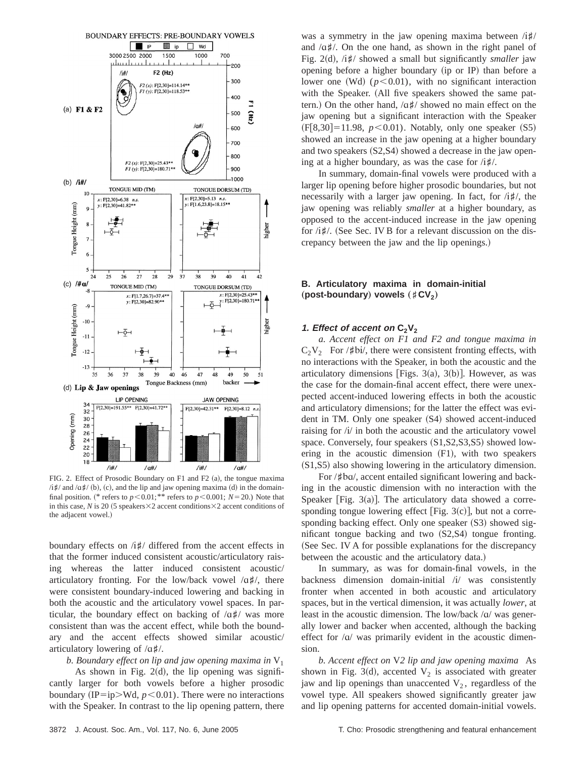FIG. 2. Effect of Prosodic Boundary on F1 and F2 (a), the tongue maxima /i♯/ and /ɑ♯/ (b), (c), and the lip and jaw opening maxima (d) in the domain-final position. (* refers to $p<0.01$; ** refers to $p<0.001$; $N=20$.) Note that in this case, $N$ is 20 (5 speakers×2 accent conditions×2 accent conditions of the adjacent vowel.)

boundary effects on /i♯/ differed from the accent effects in that the former induced consistent acoustic/articulatory raising whereas the latter induced consistent acoustic/articulatory fronting. For the low/back vowel /ɑ♯/, there were consistent boundary-induced lowering and backing in both the acoustic and the articulatory vowel spaces. In particular, the boundary effect on backing of /ɑ♯/ was more consistent than was the accent effect, while both the boundary and the accent effects showed similar acoustic/articulatory lowering of /ɑ♯/.

*b. Boundary effect on lip and jaw opening maxima in* $V_1$

As shown in Fig. 2(d), the lip opening was significantly larger for both vowels before a higher prosodic boundary (IP=ip>Wd, $p<0.01$). There were no interactions with the Speaker. In contrast to the lip opening pattern, there was a symmetry in the jaw opening maxima between /i♯/ and /ɑ♯/. On the one hand, as shown in the right panel of Fig. 2(d), /i♯/ showed a small but significantly *smaller* jaw opening before a higher boundary (ip or IP) than before a lower one (Wd) ($p<0.01$), with no significant interaction with the Speaker. (All five speakers showed the same pattern.) On the other hand, /ɑ♯/ showed no main effect on the jaw opening but a significant interaction with the Speaker ($F[8,30]=11.98$, $p<0.01$). Notably, only one speaker (S5) showed an increase in the jaw opening at a higher boundary and two speakers (S2,S4) showed a decrease in the jaw opening at a higher boundary, as was the case for /i♯/.

In summary, domain-final vowels were produced with a larger lip opening before higher prosodic boundaries, but not necessarily with a larger jaw opening. In fact, for /i♯/, the jaw opening was reliably *smaller* at a higher boundary, as opposed to the accent-induced increase in the jaw opening for /i♯/. (See Sec. IV B for a relevant discussion on the discrepancy between the jaw and the lip openings.)

### B. Articulatory maxima in domain-initial (post-boundary) vowels (♯$CV_2$)

#### 1. Effect of accent on $C_2V_2$

*a. Accent effect on F1 and F2 and tongue maxima in* $C_2V_2$ For /♯bi/, there were consistent fronting effects, with no interactions with the Speaker, in both the acoustic and the articulatory dimensions [Figs. 3(a), 3(b)]. However, as was the case for the domain-final accent effect, there were unexpected accent-induced lowering effects in both the acoustic and articulatory dimensions; for the latter the effect was evident in TM. Only one speaker (S4) showed accent-induced raising for /i/ in both the acoustic and the articulatory vowel space. Conversely, four speakers (S1,S2,S3,S5) showed lowering in the acoustic dimension (F1), with two speakers (S1,S5) also showing lowering in the articulatory dimension.

For /♯bɑ/, accent entailed significant lowering and backing in the acoustic dimension with no interaction with the Speaker [Fig. 3(a)]. The articulatory data showed a corresponding tongue lowering effect [Fig. 3(c)], but not a corresponding backing effect. Only one speaker (S3) showed significant tongue backing and two (S2,S4) tongue fronting. (See Sec. IV A for possible explanations for the discrepancy between the acoustic and the articulatory data.)

In summary, as was for domain-final vowels, in the backness dimension domain-initial /i/ was consistently fronter when accented in both acoustic and articulatory spaces, but in the vertical dimension, it was actually *lower*, at least in the acoustic dimension. The low/back /ɑ/ was generally lower and backer when accented, although the backing effect for /ɑ/ was primarily evident in the acoustic dimension.

*b. Accent effect on V2 lip and jaw opening maxima* As shown in Fig. 3(d), accented $V_2$ is associated with greater jaw and lip openings than unaccented $V_2$, regardless of the vowel type. All speakers showed significantly greater jaw and lip opening patterns for accented domain-initial vowels.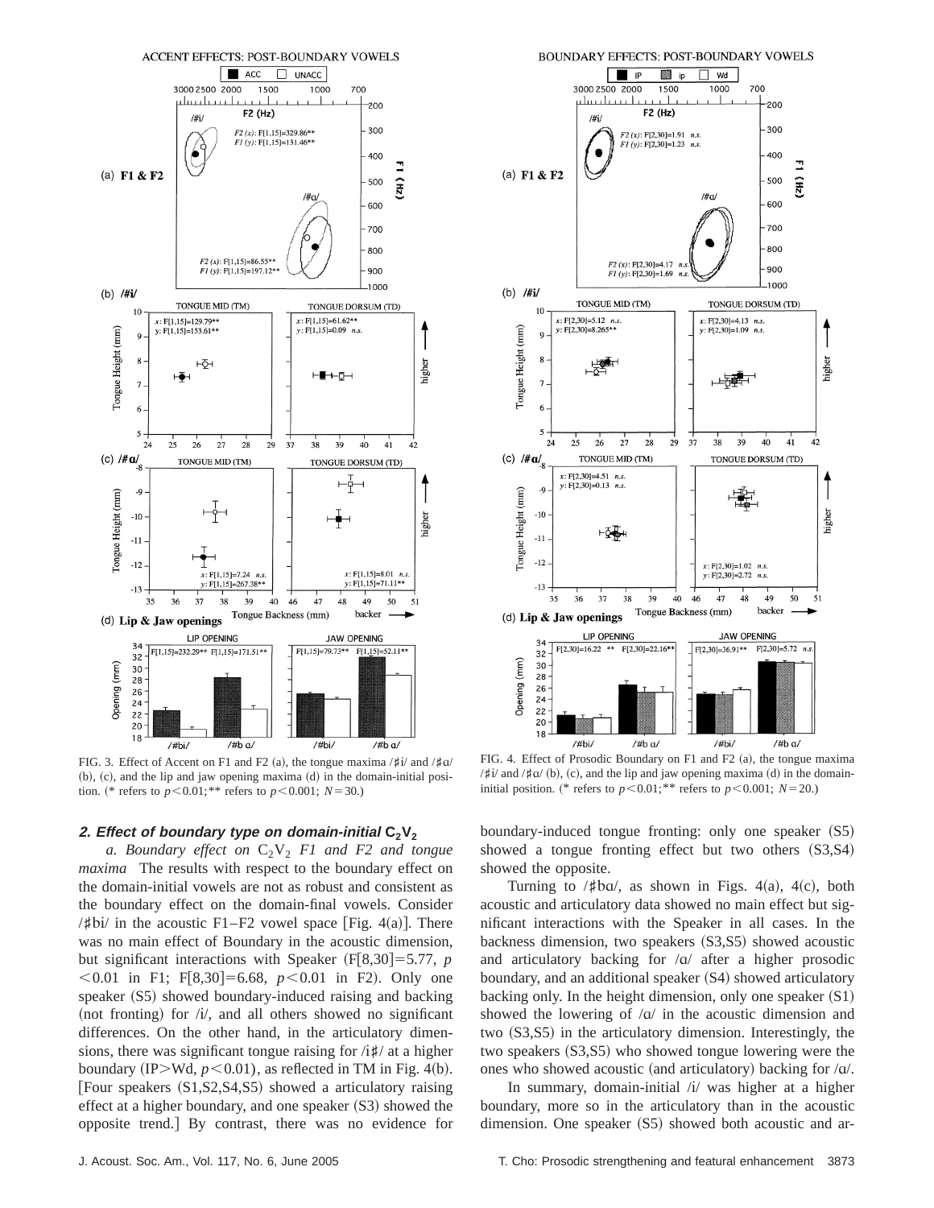FIG. 3. Effect of Accent on F1 and F2 (a), the tongue maxima /♯i/ and /♯ɑ/ (b), (c), and the lip and jaw opening maxima (d) in the domain-initial position. (* refers to $p<0.01$; ** refers to $p<0.001$; $N=30$.)

FIG. 4. Effect of Prosodic Boundary on F1 and F2 (a), the tongue maxima /♯i/ and /♯ɑ/ (b), (c), and the lip and jaw opening maxima (d) in the domain-initial position. (* refers to $p<0.01$; ** refers to $p<0.001$; $N=20$.)

### 2. Effect of boundary type on domain-initial $C_2V_2$

*a. Boundary effect on* $C_2V_2$ *F1 and F2 and tongue maxima* The results with respect to the boundary effect on the domain-initial vowels are not as robust and consistent as the boundary effect on the domain-final vowels. Consider /♯bi/ in the acoustic F1–F2 vowel space [Fig. 4(a)]. There was no main effect of Boundary in the acoustic dimension, but significant interactions with Speaker ($F[8,30]=5.77$, $p<0.01$ in F1; $F[8,30]=6.68$, $p<0.01$ in F2). Only one speaker (S5) showed boundary-induced raising and backing (not fronting) for /i/, and all others showed no significant differences. On the other hand, in the articulatory dimensions, there was significant tongue raising for /i♯/ at a higher boundary (IP>Wd, $p<0.01$), as reflected in TM in Fig. 4(b). [Four speakers (S1,S2,S4,S5) showed a articulatory raising effect at a higher boundary, and one speaker (S3) showed the opposite trend.] By contrast, there was no evidence for boundary-induced tongue fronting: only one speaker (S5) showed a tongue fronting effect but two others (S3,S4) showed the opposite.

Turning to /♯bɑ/, as shown in Figs. 4(a), 4(c), both acoustic and articulatory data showed no main effect but significant interactions with the Speaker in all cases. In the backness dimension, two speakers (S3,S5) showed acoustic and articulatory backing for /ɑ/ after a higher prosodic boundary, and an additional speaker (S4) showed articulatory backing only. In the height dimension, only one speaker (S1) showed the lowering of /ɑ/ in the acoustic dimension and two (S3,S5) in the articulatory dimension. Interestingly, the two speakers (S3,S5) who showed tongue lowering were the ones who showed acoustic (and articulatory) backing for /ɑ/.

In summary, domain-initial /i/ was higher at a higher boundary, more so in the articulatory than in the acoustic dimension. One speaker (S5) showed both acoustic and ar-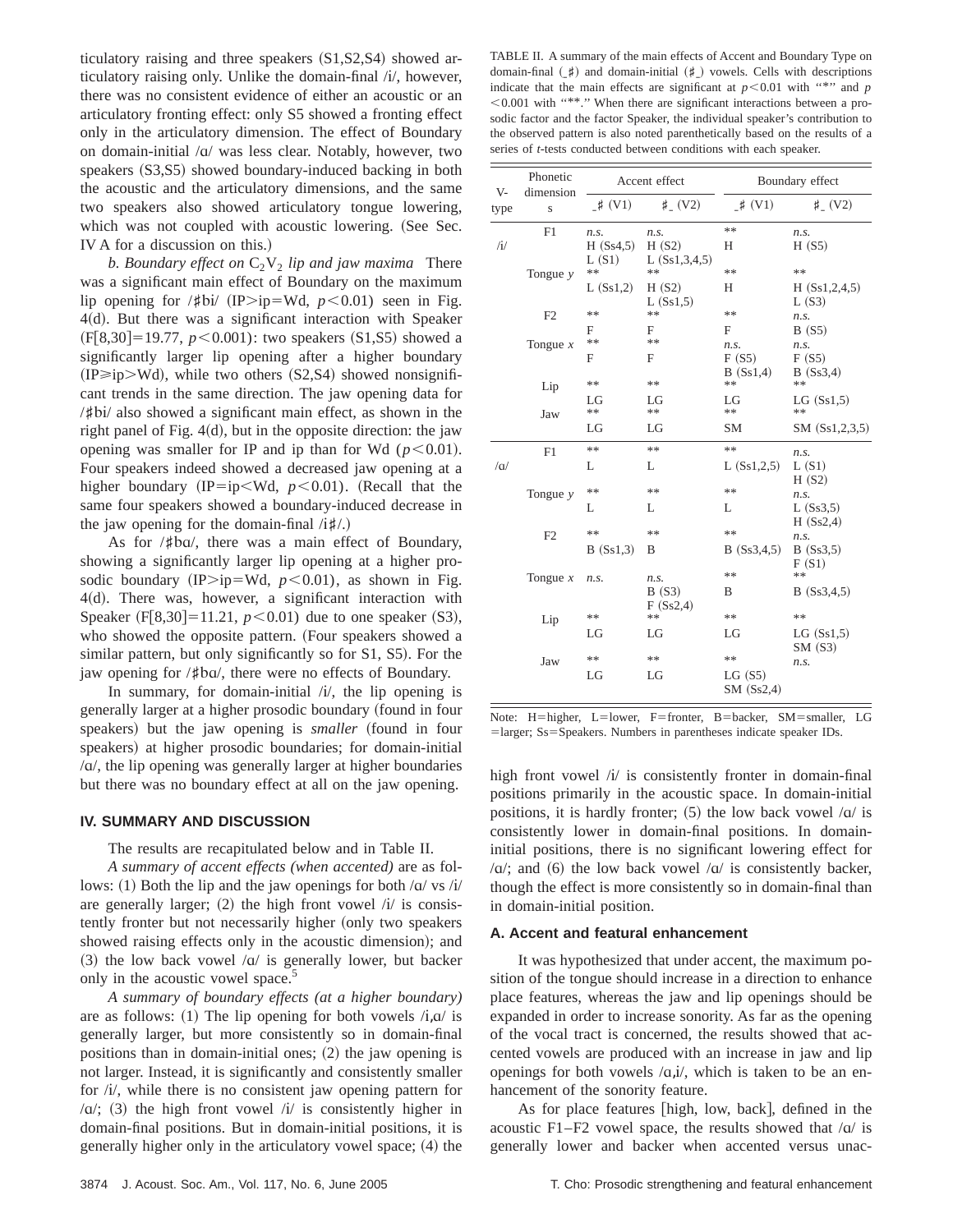ticulatory raising and three speakers (S1,S2,S4) showed articulatory raising only. Unlike the domain-final /i/, however, there was no consistent evidence of either an acoustic or an articulatory fronting effect: only S5 showed a fronting effect only in the articulatory dimension. The effect of Boundary on domain-initial /ɑ/ was less clear. Notably, however, two speakers (S3,S5) showed boundary-induced backing in both the acoustic and the articulatory dimensions, and the same two speakers also showed articulatory tongue lowering, which was not coupled with acoustic lowering. (See Sec. IV A for a discussion on this.)

*b. Boundary effect on $C_2V_2$ lip and jaw maxima* There was a significant main effect of Boundary on the maximum lip opening for /♯bi/ (IP>ip=Wd, $p<0.01$) seen in Fig. 4(d). But there was a significant interaction with Speaker ($F[8,30]=19.77$, $p<0.001$): two speakers (S1,S5) showed a significantly larger lip opening after a higher boundary (IP≥ip>Wd), while two others (S2,S4) showed nonsignificant trends in the same direction. The jaw opening data for /♯bi/ also showed a significant main effect, as shown in the right panel of Fig. 4(d), but in the opposite direction: the jaw opening was smaller for IP and ip than for Wd ($p<0.01$). Four speakers indeed showed a decreased jaw opening at a higher boundary (IP=ip<Wd, $p<0.01$). (Recall that the same four speakers showed a boundary-induced decrease in the jaw opening for the domain-final /i♯/.)

As for /♯bɑ/, there was a main effect of Boundary, showing a significantly larger lip opening at a higher prosodic boundary (IP>ip=Wd, $p<0.01$), as shown in Fig. 4(d). There was, however, a significant interaction with Speaker ($F[8,30]=11.21$, $p<0.01$) due to one speaker (S3), who showed the opposite pattern. (Four speakers showed a similar pattern, but only significantly so for S1, S5). For the jaw opening for /♯bɑ/, there were no effects of Boundary.

In summary, for domain-initial /i/, the lip opening is generally larger at a higher prosodic boundary (found in four speakers) but the jaw opening is *smaller* (found in four speakers) at higher prosodic boundaries; for domain-initial /ɑ/, the lip opening was generally larger at higher boundaries but there was no boundary effect at all on the jaw opening.

## IV. SUMMARY AND DISCUSSION

The results are recapitulated below and in Table II.

*A summary of accent effects (when accented)* are as follows: (1) Both the lip and the jaw openings for both /ɑ/ vs /i/ are generally larger; (2) the high front vowel /i/ is consistently fronter but not necessarily higher (only two speakers showed raising effects only in the acoustic dimension); and (3) the low back vowel /ɑ/ is generally lower, but backer only in the acoustic vowel space.[5]

*A summary of boundary effects (at a higher boundary)* are as follows: (1) The lip opening for both vowels /i,ɑ/ is generally larger, but more consistently so in domain-final positions than in domain-initial ones; (2) the jaw opening is not larger. Instead, it is significantly and consistently smaller for /i/, while there is no consistent jaw opening pattern for /ɑ/; (3) the high front vowel /i/ is consistently higher in domain-final positions. But in domain-initial positions, it is generally higher only in the articulatory vowel space; (4) the high front vowel /i/ is consistently fronter in domain-final positions primarily in the acoustic space. In domain-initial positions, it is hardly fronter; (5) the low back vowel /ɑ/ is consistently lower in domain-final positions. In domain-initial positions, there is no significant lowering effect for /ɑ/; and (6) the low back vowel /ɑ/ is consistently backer, though the effect is more consistently so in domain-final than in domain-initial position.

TABLE II. A summary of the main effects of Accent and Boundary Type on domain-final (_♯) and domain-initial (♯_) vowels. Cells with descriptions indicate that the main effects are significant at $p<0.01$ with "*" and $p<0.001$ with "**." When there are significant interactions between a prosodic factor and the factor Speaker, the individual speaker's contribution to the observed pattern is also noted parenthetically based on the results of a series of *t*-tests conducted between conditions with each speaker.

| V-type | Phonetic dimensions | Accent effect | | Boundary effect | |
|---|---|---|---|---|---|
| | | _♯ (V1) | ♯_ (V2) | _♯ (V1) | ♯_ (V2) |
| /i/ | F1 | *n.s.* H (Ss4,5) L (S1) | *n.s.* H (S2) L (Ss1,3,4,5) | ** H | *n.s.* H (S5) |
| | Tongue *y* | ** L (Ss1,2) | ** H (S2) L (Ss1,5) | ** H | ** H (Ss1,2,4,5) L (S3) |
| | F2 | ** F | ** F | ** F | *n.s.* B (S5) |
| | Tongue *x* | ** F | ** F | *n.s.* F (S5) B (Ss1,4) | *n.s.* F (S5) B (Ss3,4) |
| | Lip | ** LG | ** LG | ** LG | ** LG (Ss1,5) |
| | Jaw | ** LG | ** LG | ** SM | ** SM (Ss1,2,3,5) |
| /ɑ/ | F1 | ** L | ** L | ** L (Ss1,2,5) | *n.s.* L (S1) H (S2) |
| | Tongue *y* | ** L | ** L | ** L | *n.s.* L (Ss3,5) H (Ss2,4) |
| | F2 | ** B (Ss1,3) | ** B | ** B (Ss3,4,5) | *n.s.* B (Ss3,5) F (S1) |
| | Tongue *x* | *n.s.* | *n.s.* B (S3) F (Ss2,4) | ** B | ** B (Ss3,4,5) |
| | Lip | ** LG | ** LG | ** LG | ** LG (Ss1,5) SM (S3) |
| | Jaw | ** LG | ** LG | ** LG (S5) SM (Ss2,4) | *n.s.* |

Note: H=higher, L=lower, F=fronter, B=backer, SM=smaller, LG=larger; Ss=Speakers. Numbers in parentheses indicate speaker IDs.

### A. Accent and featural enhancement

It was hypothesized that under accent, the maximum position of the tongue should increase in a direction to enhance place features, whereas the jaw and lip openings should be expanded in order to increase sonority. As far as the opening of the vocal tract is concerned, the results showed that accented vowels are produced with an increase in jaw and lip openings for both vowels /ɑ,i/, which is taken to be an enhancement of the sonority feature.

As for place features [high, low, back], defined in the acoustic F1–F2 vowel space, the results showed that /ɑ/ is generally lower and backer when accented versus unac-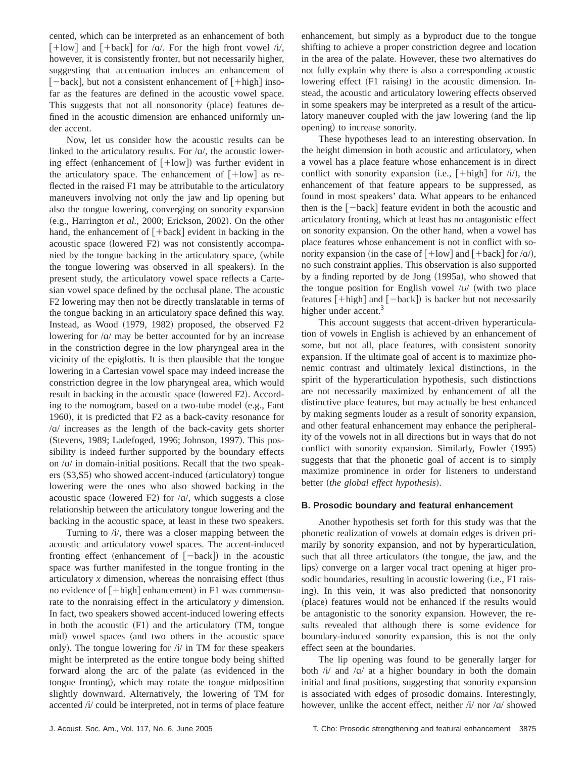cented, which can be interpreted as an enhancement of both [+low] and [+back] for /ɑ/. For the high front vowel /i/, however, it is consistently fronter, but not necessarily higher, suggesting that accentuation induces an enhancement of [−back], but not a consistent enhancement of [+high] insofar as the features are defined in the acoustic vowel space. This suggests that not all nonsonority (place) features defined in the acoustic dimension are enhanced uniformly under accent.

Now, let us consider how the acoustic results can be linked to the articulatory results. For /ɑ/, the acoustic lowering effect (enhancement of [+low]) was further evident in the articulatory space. The enhancement of [+low] as reflected in the raised F1 may be attributable to the articulatory maneuvers involving not only the jaw and lip opening but also the tongue lowering, converging on sonority expansion (e.g., Harrington *et al.*, 2000; Erickson, 2002). On the other hand, the enhancement of [+back] evident in backing in the acoustic space (lowered F2) was not consistently accompanied by the tongue backing in the articulatory space, (while the tongue lowering was observed in all speakers). In the present study, the articulatory vowel space reflects a Cartesian vowel space defined by the occlusal plane. The acoustic F2 lowering may then not be directly translatable in terms of the tongue backing in an articulatory space defined this way. Instead, as Wood (1979, 1982) proposed, the observed F2 lowering for /ɑ/ may be better accounted for by an increase in the constriction degree in the low pharyngeal area in the vicinity of the epiglottis. It is then plausible that the tongue lowering in a Cartesian vowel space may indeed increase the constriction degree in the low pharyngeal area, which would result in backing in the acoustic space (lowered F2). According to the nomogram, based on a two-tube model (e.g., Fant 1960), it is predicted that F2 as a back-cavity resonance for /ɑ/ increases as the length of the back-cavity gets shorter (Stevens, 1989; Ladefoged, 1996; Johnson, 1997). This possibility is indeed further supported by the boundary effects on /ɑ/ in domain-initial positions. Recall that the two speakers (S3,S5) who showed accent-induced (articulatory) tongue lowering were the ones who also showed backing in the acoustic space (lowered F2) for /ɑ/, which suggests a close relationship between the articulatory tongue lowering and the backing in the acoustic space, at least in these two speakers.

Turning to /i/, there was a closer mapping between the acoustic and articulatory vowel spaces. The accent-induced fronting effect (enhancement of [−back]) in the acoustic space was further manifested in the tongue fronting in the articulatory *x* dimension, whereas the nonraising effect (thus no evidence of [+high] enhancement) in F1 was commensurate to the nonraising effect in the articulatory *y* dimension. In fact, two speakers showed accent-induced lowering effects in both the acoustic (F1) and the articulatory (TM, tongue mid) vowel spaces (and two others in the acoustic space only). The tongue lowering for /i/ in TM for these speakers might be interpreted as the entire tongue body being shifted forward along the arc of the palate (as evidenced in the tongue fronting), which may rotate the tongue midposition slightly downward. Alternatively, the lowering of TM for accented /i/ could be interpreted, not in terms of place feature enhancement, but simply as a byproduct due to the tongue shifting to achieve a proper constriction degree and location in the area of the palate. However, these two alternatives do not fully explain why there is also a corresponding acoustic lowering effect (F1 raising) in the acoustic dimension. Instead, the acoustic and articulatory lowering effects observed in some speakers may be interpreted as a result of the articulatory maneuver coupled with the jaw lowering (and the lip opening) to increase sonority.

These hypotheses lead to an interesting observation. In the height dimension in both acoustic and articulatory, when a vowel has a place feature whose enhancement is in direct conflict with sonority expansion (i.e., [+high] for /i/), the enhancement of that feature appears to be suppressed, as found in most speakers' data. What appears to be enhanced then is the [−back] feature evident in both the acoustic and articulatory fronting, which at least has no antagonistic effect on sonority expansion. On the other hand, when a vowel has place features whose enhancement is not in conflict with sonority expansion (in the case of [+low] and [+back] for /ɑ/), no such constraint applies. This observation is also supported by a finding reported by de Jong (1995a), who showed that the tongue position for English vowel /ʊ/ (with two place features [+high] and [−back]) is backer but not necessarily higher under accent.[3]

This account suggests that accent-driven hyperarticulation of vowels in English is achieved by an enhancement of some, but not all, place features, with consistent sonority expansion. If the ultimate goal of accent is to maximize phonemic contrast and ultimately lexical distinctions, in the spirit of the hyperarticulation hypothesis, such distinctions are not necessarily maximized by enhancement of all the distinctive place features, but may actually be best enhanced by making segments louder as a result of sonority expansion, and other featural enhancement may enhance the peripherality of the vowels not in all directions but in ways that do not conflict with sonority expansion. Similarly, Fowler (1995) suggests that that the phonetic goal of accent is to simply maximize prominence in order for listeners to understand better (*the global effect hypothesis*).

### B. Prosodic boundary and featural enhancement

Another hypothesis set forth for this study was that the phonetic realization of vowels at domain edges is driven primarily by sonority expansion, and not by hyperarticulation, such that all three articulators (the tongue, the jaw, and the lips) converge on a larger vocal tract opening at higer prosodic boundaries, resulting in acoustic lowering (i.e., F1 raising). In this vein, it was also predicted that nonsonority (place) features would not be enhanced if the results would be antagonistic to the sonority expansion. However, the results revealed that although there is some evidence for boundary-induced sonority expansion, this is not the only effect seen at the boundaries.

The lip opening was found to be generally larger for both /i/ and /ɑ/ at a higher boundary in both the domain initial and final positions, suggesting that sonority expansion is associated with edges of prosodic domains. Interestingly, however, unlike the accent effect, neither /i/ nor /ɑ/ showed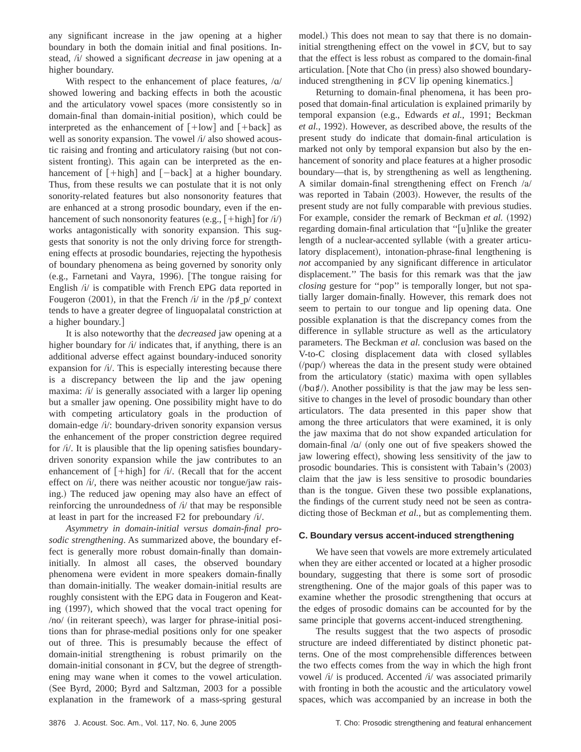any significant increase in the jaw opening at a higher boundary in both the domain initial and final positions. Instead, /i/ showed a significant *decrease* in jaw opening at a higher boundary.

With respect to the enhancement of place features, /ɑ/ showed lowering and backing effects in both the acoustic and the articulatory vowel spaces (more consistently so in domain-final than domain-initial position), which could be interpreted as the enhancement of [+low] and [+back] as well as sonority expansion. The vowel /i/ also showed acoustic raising and fronting and articulatory raising (but not consistent fronting). This again can be interpreted as the enhancement of [+high] and [−back] at a higher boundary. Thus, from these results we can postulate that it is not only sonority-related features but also nonsonority features that are enhanced at a strong prosodic boundary, even if the enhancement of such nonsonority features (e.g., [+high] for /i/) works antagonistically with sonority expansion. This suggests that sonority is not the only driving force for strengthening effects at prosodic boundaries, rejecting the hypothesis of boundary phenomena as being governed by sonority only (e.g., Farnetani and Vayra, 1996). [The tongue raising for English /i/ is compatible with French EPG data reported in Fougeron (2001), in that the French /i/ in the /p♯_p/ context tends to have a greater degree of linguopalatal constriction at a higher boundary.]

It is also noteworthy that the *decreased* jaw opening at a higher boundary for /i/ indicates that, if anything, there is an additional adverse effect against boundary-induced sonority expansion for /i/. This is especially interesting because there is a discrepancy between the lip and the jaw opening maxima: /i/ is generally associated with a larger lip opening but a smaller jaw opening. One possibility might have to do with competing articulatory goals in the production of domain-edge /i/: boundary-driven sonority expansion versus the enhancement of the proper constriction degree required for /i/. It is plausible that the lip opening satisfies boundary-driven sonority expansion while the jaw contributes to an enhancement of [+high] for /i/. (Recall that for the accent effect on /i/, there was neither acoustic nor tongue/jaw raising.) The reduced jaw opening may also have an effect of reinforcing the unroundedness of /i/ that may be responsible at least in part for the increased F2 for preboundary /i/.

*Asymmetry in domain-initial versus domain-final prosodic strengthening*. As summarized above, the boundary effect is generally more robust domain-finally than domain-initially. In almost all cases, the observed boundary phenomena were evident in more speakers domain-finally than domain-initially. The weaker domain-initial results are roughly consistent with the EPG data in Fougeron and Keating (1997), which showed that the vocal tract opening for /no/ (in reiterant speech), was larger for phrase-initial positions than for phrase-medial positions only for one speaker out of three. This is presumably because the effect of domain-initial strengthening is robust primarily on the domain-initial consonant in ♯CV, but the degree of strengthening may wane when it comes to the vowel articulation. (See Byrd, 2000; Byrd and Saltzman, 2003 for a possible explanation in the framework of a mass-spring gestural model.) This does not mean to say that there is no domain-initial strengthening effect on the vowel in ♯CV, but to say that the effect is less robust as compared to the domain-final articulation. [Note that Cho (in press) also showed boundary-induced strengthening in ♯CV lip opening kinematics.]

Returning to domain-final phenomena, it has been proposed that domain-final articulation is explained primarily by temporal expansion (e.g., Edwards *et al.*, 1991; Beckman *et al.*, 1992). However, as described above, the results of the present study do indicate that domain-final articulation is marked not only by temporal expansion but also by the enhancement of sonority and place features at a higher prosodic boundary—that is, by strengthening as well as lengthening. A similar domain-final strengthening effect on French /a/ was reported in Tabain (2003). However, the results of the present study are not fully comparable with previous studies. For example, consider the remark of Beckman *et al.* (1992) regarding domain-final articulation that "[u]nlike the greater length of a nuclear-accented syllable (with a greater articulatory displacement), intonation-phrase-final lengthening is *not* accompanied by any significant difference in articulator displacement." The basis for this remark was that the jaw *closing* gesture for "pop" is temporally longer, but not spatially larger domain-finally. However, this remark does not seem to pertain to our tongue and lip opening data. One possible explanation is that the discrepancy comes from the difference in syllable structure as well as the articulatory parameters. The Beckman *et al.* conclusion was based on the V-to-C closing displacement data with closed syllables (/pɑp/) whereas the data in the present study were obtained from the articulatory (static) maxima with open syllables (/bɑ♯/). Another possibility is that the jaw may be less sensitive to changes in the level of prosodic boundary than other articulators. The data presented in this paper show that among the three articulators that were examined, it is only the jaw maxima that do not show expanded articulation for domain-final /ɑ/ (only one out of five speakers showed the jaw lowering effect), showing less sensitivity of the jaw to prosodic boundaries. This is consistent with Tabain's (2003) claim that the jaw is less sensitive to prosodic boundaries than is the tongue. Given these two possible explanations, the findings of the current study need not be seen as contradicting those of Beckman *et al.*, but as complementing them.

### C. Boundary versus accent-induced strengthening

We have seen that vowels are more extremely articulated when they are either accented or located at a higher prosodic boundary, suggesting that there is some sort of prosodic strengthening. One of the major goals of this paper was to examine whether the prosodic strengthening that occurs at the edges of prosodic domains can be accounted for by the same principle that governs accent-induced strengthening.

The results suggest that the two aspects of prosodic structure are indeed differentiated by distinct phonetic patterns. One of the most comprehensible differences between the two effects comes from the way in which the high front vowel /i/ is produced. Accented /i/ was associated primarily with fronting in both the acoustic and the articulatory vowel spaces, which was accompanied by an increase in both the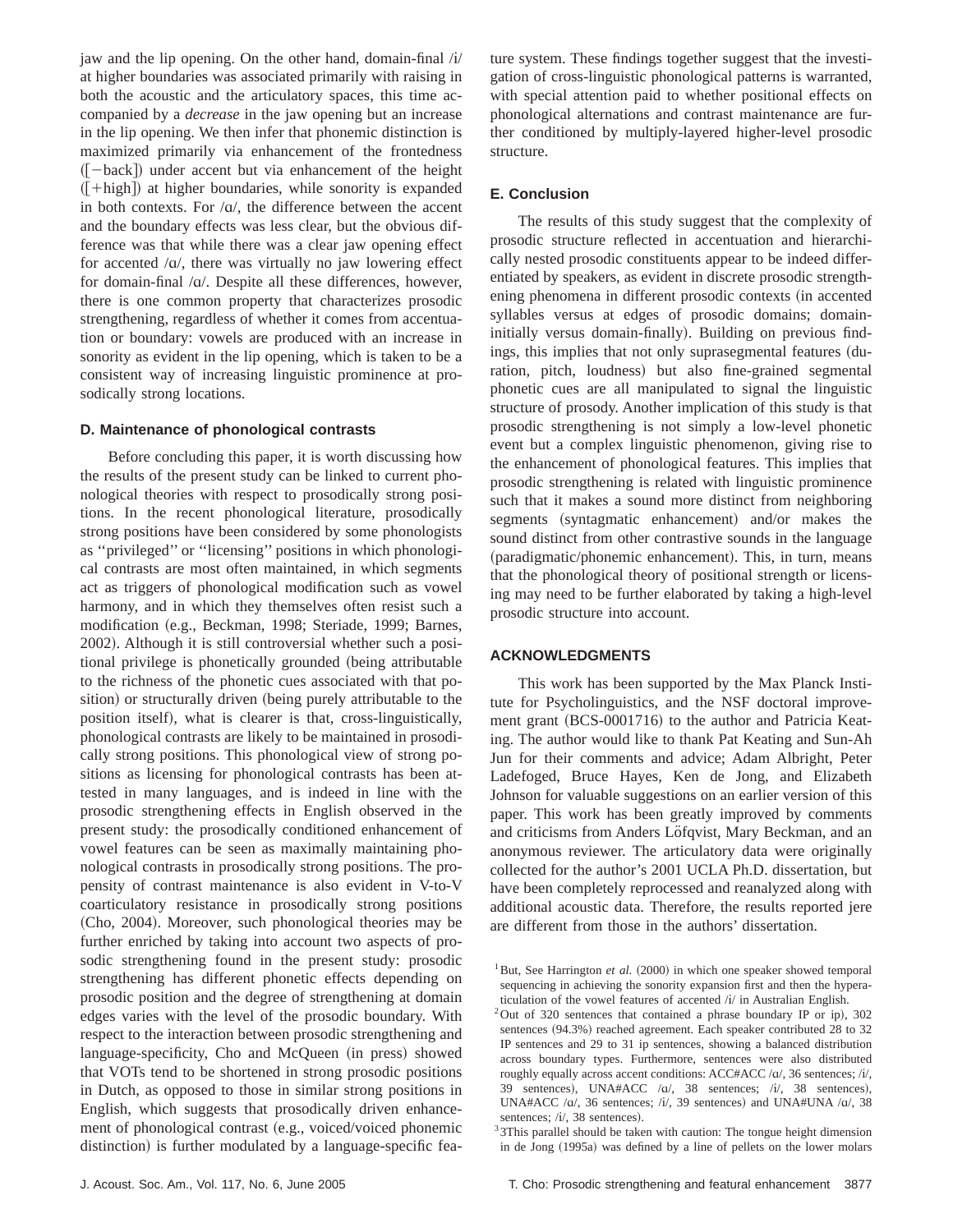jaw and the lip opening. On the other hand, domain-final /i/ at higher boundaries was associated primarily with raising in both the acoustic and the articulatory spaces, this time accompanied by a *decrease* in the jaw opening but an increase in the lip opening. We then infer that phonemic distinction is maximized primarily via enhancement of the frontedness ([−back]) under accent but via enhancement of the height ([+high]) at higher boundaries, while sonority is expanded in both contexts. For /ɑ/, the difference between the accent and the boundary effects was less clear, but the obvious difference was that while there was a clear jaw opening effect for accented /ɑ/, there was virtually no jaw lowering effect for domain-final /ɑ/. Despite all these differences, however, there is one common property that characterizes prosodic strengthening, regardless of whether it comes from accentuation or boundary: vowels are produced with an increase in sonority as evident in the lip opening, which is taken to be a consistent way of increasing linguistic prominence at prosodically strong locations.

### D. Maintenance of phonological contrasts

Before concluding this paper, it is worth discussing how the results of the present study can be linked to current phonological theories with respect to prosodically strong positions. In the recent phonological literature, prosodically strong positions have been considered by some phonologists as ''privileged'' or ''licensing'' positions in which phonological contrasts are most often maintained, in which segments act as triggers of phonological modification such as vowel harmony, and in which they themselves often resist such a modification (e.g., Beckman, 1998; Steriade, 1999; Barnes, 2002). Although it is still controversial whether such a positional privilege is phonetically grounded (being attributable to the richness of the phonetic cues associated with that position) or structurally driven (being purely attributable to the position itself), what is clearer is that, cross-linguistically, phonological contrasts are likely to be maintained in prosodically strong positions. This phonological view of strong positions as licensing for phonological contrasts has been attested in many languages, and is indeed in line with the prosodic strengthening effects in English observed in the present study: the prosodically conditioned enhancement of vowel features can be seen as maximally maintaining phonological contrasts in prosodically strong positions. The propensity of contrast maintenance is also evident in V-to-V coarticulatory resistance in prosodically strong positions (Cho, 2004). Moreover, such phonological theories may be further enriched by taking into account two aspects of prosodic strengthening found in the present study: prosodic strengthening has different phonetic effects depending on prosodic position and the degree of strengthening at domain edges varies with the level of the prosodic boundary. With respect to the interaction between prosodic strengthening and language-specificity, Cho and McQueen (in press) showed that VOTs tend to be shortened in strong prosodic positions in Dutch, as opposed to those in similar strong positions in English, which suggests that prosodically driven enhancement of phonological contrast (e.g., voiced/voiced phonemic distinction) is further modulated by a language-specific feature system. These findings together suggest that the investigation of cross-linguistic phonological patterns is warranted, with special attention paid to whether positional effects on phonological alternations and contrast maintenance are further conditioned by multiply-layered higher-level prosodic structure.

### E. Conclusion

The results of this study suggest that the complexity of prosodic structure reflected in accentuation and hierarchically nested prosodic constituents appear to be indeed differentiated by speakers, as evident in discrete prosodic strengthening phenomena in different prosodic contexts (in accented syllables versus at edges of prosodic domains; domain-initially versus domain-finally). Building on previous findings, this implies that not only suprasegmental features (duration, pitch, loudness) but also fine-grained segmental phonetic cues are all manipulated to signal the linguistic structure of prosody. Another implication of this study is that prosodic strengthening is not simply a low-level phonetic event but a complex linguistic phenomenon, giving rise to the enhancement of phonological features. This implies that prosodic strengthening is related with linguistic prominence such that it makes a sound more distinct from neighboring segments (syntagmatic enhancement) and/or makes the sound distinct from other contrastive sounds in the language (paradigmatic/phonemic enhancement). This, in turn, means that the phonological theory of positional strength or licensing may need to be further elaborated by taking a high-level prosodic structure into account.

## ACKNOWLEDGMENTS

This work has been supported by the Max Planck Institute for Psycholinguistics, and the NSF doctoral improvement grant (BCS-0001716) to the author and Patricia Keating. The author would like to thank Pat Keating and Sun-Ah Jun for their comments and advice; Adam Albright, Peter Ladefoged, Bruce Hayes, Ken de Jong, and Elizabeth Johnson for valuable suggestions on an earlier version of this paper. This work has been greatly improved by comments and criticisms from Anders Löfqvist, Mary Beckman, and an anonymous reviewer. The articulatory data were originally collected for the author's 2001 UCLA Ph.D. dissertation, but have been completely reprocessed and reanalyzed along with additional acoustic data. Therefore, the results reported jere are different from those in the authors' dissertation.

[1]But, See Harrington *et al.* (2000) in which one speaker showed temporal sequencing in achieving the sonority expansion first and then the hyperarticulation of the vowel features of accented /i/ in Australian English.

[2]Out of 320 sentences that contained a phrase boundary IP or ip), 302 sentences (94.3%) reached agreement. Each speaker contributed 28 to 32 IP sentences and 29 to 31 ip sentences, showing a balanced distribution across boundary types. Furthermore, sentences were also distributed roughly equally across accent conditions: ACC#ACC /ɑ/, 36 sentences; /i/, 39 sentences), UNA#ACC /ɑ/, 38 sentences; /i/, 38 sentences), UNA#ACC /ɑ/, 36 sentences; /i/, 39 sentences) and UNA#UNA /ɑ/, 38 sentences; /i/, 38 sentences).

[3]3This parallel should be taken with caution: The tongue height dimension in de Jong (1995a) was defined by a line of pellets on the lower molars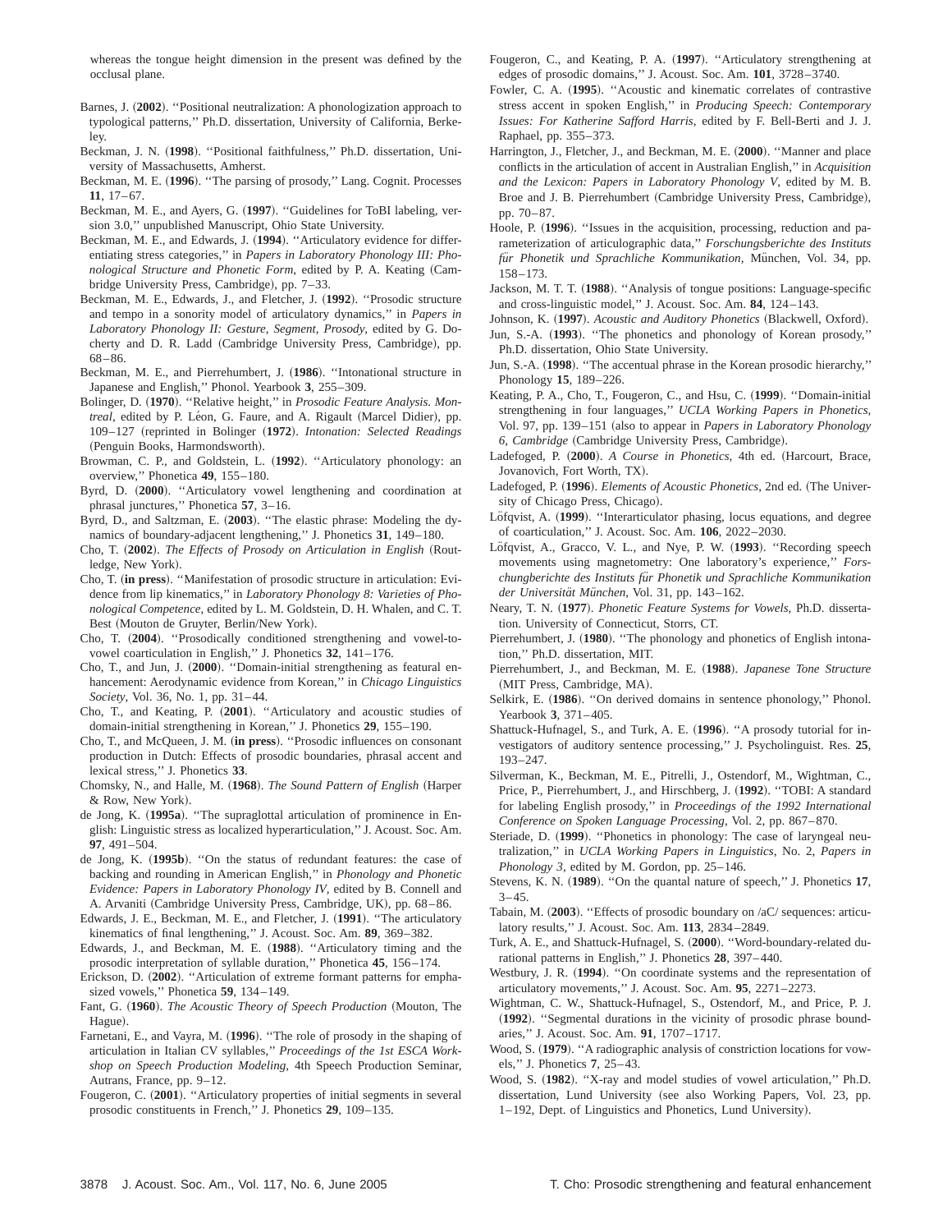whereas the tongue height dimension in the present was defined by the occlusal plane.

Barnes, J. (**2002**). "Positional neutralization: A phonologization approach to typological patterns," Ph.D. dissertation, University of California, Berkeley.

Beckman, J. N. (**1998**). "Positional faithfulness," Ph.D. dissertation, University of Massachusetts, Amherst.

Beckman, M. E. (**1996**). "The parsing of prosody," Lang. Cognit. Processes **11**, 17–67.

Beckman, M. E., and Ayers, G. (**1997**). "Guidelines for ToBI labeling, version 3.0," unpublished Manuscript, Ohio State University.

Beckman, M. E., and Edwards, J. (**1994**). "Articulatory evidence for differentiating stress categories," in *Papers in Laboratory Phonology III: Phonological Structure and Phonetic Form*, edited by P. A. Keating (Cambridge University Press, Cambridge), pp. 7–33.

Beckman, M. E., Edwards, J., and Fletcher, J. (**1992**). "Prosodic structure and tempo in a sonority model of articulatory dynamics," in *Papers in Laboratory Phonology II: Gesture, Segment, Prosody*, edited by G. Docherty and D. R. Ladd (Cambridge University Press, Cambridge), pp. 68–86.

Beckman, M. E., and Pierrehumbert, J. (**1986**). "Intonational structure in Japanese and English," Phonol. Yearbook **3**, 255–309.

Bolinger, D. (**1970**). "Relative height," in *Prosodic Feature Analysis. Montreal*, edited by P. Léon, G. Faure, and A. Rigault (Marcel Didier), pp. 109–127 (reprinted in Bolinger (**1972**). *Intonation: Selected Readings* (Penguin Books, Harmondsworth).

Browman, C. P., and Goldstein, L. (**1992**). "Articulatory phonology: an overview," Phonetica **49**, 155–180.

Byrd, D. (**2000**). "Articulatory vowel lengthening and coordination at phrasal junctures," Phonetica **57**, 3–16.

Byrd, D., and Saltzman, E. (**2003**). "The elastic phrase: Modeling the dynamics of boundary-adjacent lengthening," J. Phonetics **31**, 149–180.

Cho, T. (**2002**). *The Effects of Prosody on Articulation in English* (Routledge, New York).

Cho, T. (**in press**). "Manifestation of prosodic structure in articulation: Evidence from lip kinematics," in *Laboratory Phonology 8: Varieties of Phonological Competence*, edited by L. M. Goldstein, D. H. Whalen, and C. T. Best (Mouton de Gruyter, Berlin/New York).

Cho, T. (**2004**). "Prosodically conditioned strengthening and vowel-to-vowel coarticulation in English," J. Phonetics **32**, 141–176.

Cho, T., and Jun, J. (**2000**). "Domain-initial strengthening as featural enhancement: Aerodynamic evidence from Korean," in *Chicago Linguistics Society*, Vol. 36, No. 1, pp. 31–44.

Cho, T., and Keating, P. (**2001**). "Articulatory and acoustic studies of domain-initial strengthening in Korean," J. Phonetics **29**, 155–190.

Cho, T., and McQueen, J. M. (**in press**). "Prosodic influences on consonant production in Dutch: Effects of prosodic boundaries, phrasal accent and lexical stress," J. Phonetics **33**.

Chomsky, N., and Halle, M. (**1968**). *The Sound Pattern of English* (Harper & Row, New York).

de Jong, K. (**1995a**). "The supraglottal articulation of prominence in English: Linguistic stress as localized hyperarticulation," J. Acoust. Soc. Am. **97**, 491–504.

de Jong, K. (**1995b**). "On the status of redundant features: the case of backing and rounding in American English," in *Phonology and Phonetic Evidence: Papers in Laboratory Phonology IV*, edited by B. Connell and A. Arvaniti (Cambridge University Press, Cambridge, UK), pp. 68–86.

Edwards, J. E., Beckman, M. E., and Fletcher, J. (**1991**). "The articulatory kinematics of final lengthening," J. Acoust. Soc. Am. **89**, 369–382.

Edwards, J., and Beckman, M. E. (**1988**). "Articulatory timing and the prosodic interpretation of syllable duration," Phonetica **45**, 156–174.

Erickson, D. (**2002**). "Articulation of extreme formant patterns for emphasized vowels," Phonetica **59**, 134–149.

Fant, G. (**1960**). *The Acoustic Theory of Speech Production* (Mouton, The Hague).

Farnetani, E., and Vayra, M. (**1996**). "The role of prosody in the shaping of articulation in Italian CV syllables," *Proceedings of the 1st ESCA Workshop on Speech Production Modeling*, 4th Speech Production Seminar, Autrans, France, pp. 9–12.

Fougeron, C. (**2001**). "Articulatory properties of initial segments in several prosodic constituents in French," J. Phonetics **29**, 109–135.

Fougeron, C., and Keating, P. A. (**1997**). "Articulatory strengthening at edges of prosodic domains," J. Acoust. Soc. Am. **101**, 3728–3740.

Fowler, C. A. (**1995**). "Acoustic and kinematic correlates of contrastive stress accent in spoken English," in *Producing Speech: Contemporary Issues: For Katherine Safford Harris*, edited by F. Bell-Berti and J. J. Raphael, pp. 355–373.

Harrington, J., Fletcher, J., and Beckman, M. E. (**2000**). "Manner and place conflicts in the articulation of accent in Australian English," in *Acquisition and the Lexicon: Papers in Laboratory Phonology V*, edited by M. B. Broe and J. B. Pierrehumbert (Cambridge University Press, Cambridge), pp. 70–87.

Hoole, P. (**1996**). "Issues in the acquisition, processing, reduction and parameterization of articulographic data," *Forschungsberichte des Instituts für Phonetik und Sprachliche Kommunikation*, München, Vol. 34, pp. 158–173.

Jackson, M. T. T. (**1988**). "Analysis of tongue positions: Language-specific and cross-linguistic model," J. Acoust. Soc. Am. **84**, 124–143.

Johnson, K. (**1997**). *Acoustic and Auditory Phonetics* (Blackwell, Oxford).

Jun, S.-A. (**1993**). "The phonetics and phonology of Korean prosody," Ph.D. dissertation, Ohio State University.

Jun, S.-A. (**1998**). "The accentual phrase in the Korean prosodic hierarchy," Phonology **15**, 189–226.

Keating, P. A., Cho, T., Fougeron, C., and Hsu, C. (**1999**). "Domain-initial strengthening in four languages," *UCLA Working Papers in Phonetics*, Vol. 97, pp. 139–151 (also to appear in *Papers in Laboratory Phonology 6, Cambridge* (Cambridge University Press, Cambridge).

Ladefoged, P. (**2000**). *A Course in Phonetics*, 4th ed. (Harcourt, Brace, Jovanovich, Fort Worth, TX).

Ladefoged, P. (**1996**). *Elements of Acoustic Phonetics*, 2nd ed. (The University of Chicago Press, Chicago).

Löfqvist, A. (**1999**). "Interarticulator phasing, locus equations, and degree of coarticulation," J. Acoust. Soc. Am. **106**, 2022–2030.

Löfqvist, A., Gracco, V. L., and Nye, P. W. (**1993**). "Recording speech movements using magnetometry: One laboratory's experience," *Forschungberichte des Instituts für Phonetik und Sprachliche Kommunikation der Universität München*, Vol. 31, pp. 143–162.

Neary, T. N. (**1977**). *Phonetic Feature Systems for Vowels*, Ph.D. dissertation. University of Connecticut, Storrs, CT.

Pierrehumbert, J. (**1980**). "The phonology and phonetics of English intonation," Ph.D. dissertation, MIT.

Pierrehumbert, J., and Beckman, M. E. (**1988**). *Japanese Tone Structure* (MIT Press, Cambridge, MA).

Selkirk, E. (**1986**). "On derived domains in sentence phonology," Phonol. Yearbook **3**, 371–405.

Shattuck-Hufnagel, S., and Turk, A. E. (**1996**). "A prosody tutorial for investigators of auditory sentence processing," J. Psycholinguist. Res. **25**, 193–247.

Silverman, K., Beckman, M. E., Pitrelli, J., Ostendorf, M., Wightman, C., Price, P., Pierrehumbert, J., and Hirschberg, J. (**1992**). "TOBI: A standard for labeling English prosody," in *Proceedings of the 1992 International Conference on Spoken Language Processing*, Vol. 2, pp. 867–870.

Steriade, D. (**1999**). "Phonetics in phonology: The case of laryngeal neutralization," in *UCLA Working Papers in Linguistics*, No. 2, *Papers in Phonology 3*, edited by M. Gordon, pp. 25–146.

Stevens, K. N. (**1989**). "On the quantal nature of speech," J. Phonetics **17**, 3–45.

Tabain, M. (**2003**). "Effects of prosodic boundary on /aC/ sequences: articulatory results," J. Acoust. Soc. Am. **113**, 2834–2849.

Turk, A. E., and Shattuck-Hufnagel, S. (**2000**). "Word-boundary-related durational patterns in English," J. Phonetics **28**, 397–440.

Westbury, J. R. (**1994**). "On coordinate systems and the representation of articulatory movements," J. Acoust. Soc. Am. **95**, 2271–2273.

Wightman, C. W., Shattuck-Hufnagel, S., Ostendorf, M., and Price, P. J. (**1992**). "Segmental durations in the vicinity of prosodic phrase boundaries," J. Acoust. Soc. Am. **91**, 1707–1717.

Wood, S. (**1979**). "A radiographic analysis of constriction locations for vowels," J. Phonetics **7**, 25–43.

Wood, S. (**1982**). "X-ray and model studies of vowel articulation," Ph.D. dissertation, Lund University (see also Working Papers, Vol. 23, pp. 1–192, Dept. of Linguistics and Phonetics, Lund University).